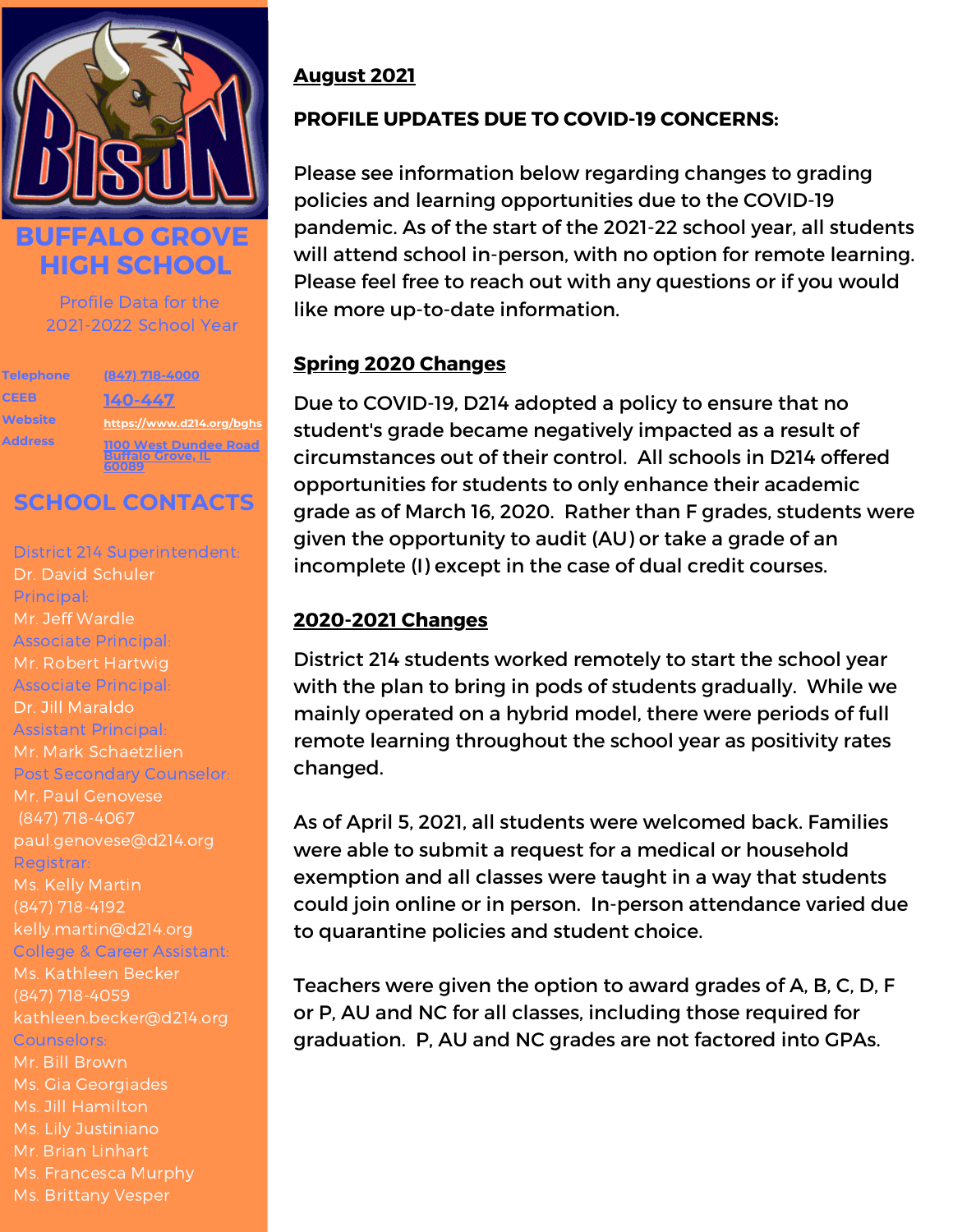# BUFFALO GROVE HIGH SCHOOL

Profile Data for the 2021-2022 School Year

| | |
|---|---|
| Telephone | (847) 718-4000 |
| CEEB | 140-447 |
| Website | https://www.d214.org/bghs |
| Address | 1100 West Dundee Road Buffalo Grove, IL 60089 |

## SCHOOL CONTACTS

District 214 Superintendent:
Dr. David Schuler

Principal:
Mr. Jeff Wardle

Associate Principal:
Mr. Robert Hartwig

Associate Principal:
Dr. Jill Maraldo

Assistant Principal:
Mr. Mark Schaetzlien

Post Secondary Counselor:
Mr. Paul Genovese
(847) 718-4067
paul.genovese@d214.org

Registrar:
Ms. Kelly Martin
(847) 718-4192
kelly.martin@d214.org

College & Career Assistant:
Ms. Kathleen Becker
(847) 718-4059
kathleen.becker@d214.org

Counselors:
Mr. Bill Brown
Ms. Gia Georgiades
Ms. Jill Hamilton
Ms. Lily Justiniano
Mr. Brian Linhart
Ms. Francesca Murphy
Ms. Brittany Vesper

**August 2021**

**PROFILE UPDATES DUE TO COVID-19 CONCERNS:**

Please see information below regarding changes to grading policies and learning opportunities due to the COVID-19 pandemic. As of the start of the 2021-22 school year, all students will attend school in-person, with no option for remote learning. Please feel free to reach out with any questions or if you would like more up-to-date information.

**Spring 2020 Changes**

Due to COVID-19, D214 adopted a policy to ensure that no student's grade became negatively impacted as a result of circumstances out of their control. All schools in D214 offered opportunities for students to only enhance their academic grade as of March 16, 2020. Rather than F grades, students were given the opportunity to audit (AU) or take a grade of an incomplete (I) except in the case of dual credit courses.

**2020-2021 Changes**

District 214 students worked remotely to start the school year with the plan to bring in pods of students gradually. While we mainly operated on a hybrid model, there were periods of full remote learning throughout the school year as positivity rates changed.

As of April 5, 2021, all students were welcomed back. Families were able to submit a request for a medical or household exemption and all classes were taught in a way that students could join online or in person. In-person attendance varied due to quarantine policies and student choice.

Teachers were given the option to award grades of A, B, C, D, F or P, AU and NC for all classes, including those required for graduation. P, AU and NC grades are not factored into GPAs.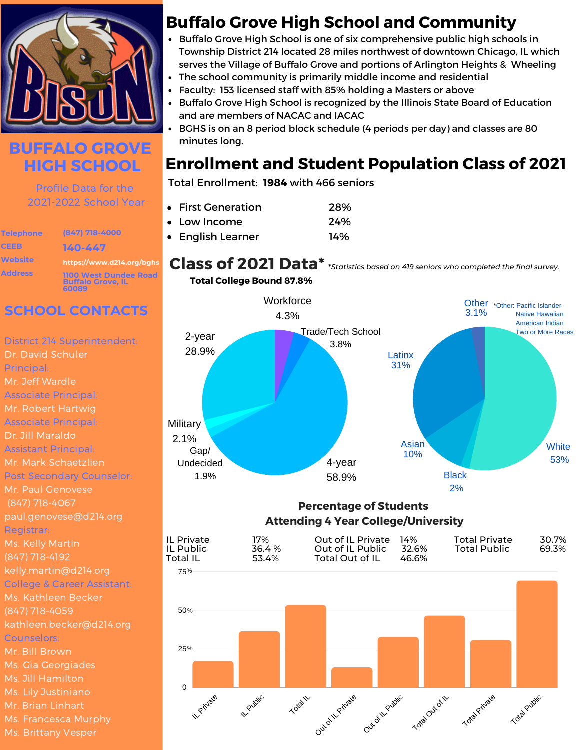# BUFFALO GROVE HIGH SCHOOL

Profile Data for the 2021-2022 School Year

| | |
|---|---|
| Telephone | (847) 718-4000 |
| CEEB | 140-447 |
| Website | https://www.d214.org/bghs |
| Address | 1100 West Dundee Road Buffalo Grove, IL 60089 |

## SCHOOL CONTACTS

District 214 Superintendent:
Dr. David Schuler

Principal:
Mr. Jeff Wardle

Associate Principal:
Mr. Robert Hartwig

Associate Principal:
Dr. Jill Maraldo

Assistant Principal:
Mr. Mark Schaetzlien

Post Secondary Counselor:
Mr. Paul Genovese
(847) 718-4067
paul.genovese@d214.org

Registrar:
Ms. Kelly Martin
(847) 718-4192
kelly.martin@d214.org

College & Career Assistant:
Ms. Kathleen Becker
(847) 718-4059
kathleen.becker@d214.org

Counselors:
Mr. Bill Brown
Ms. Gia Georgiades
Ms. Jill Hamilton
Ms. Lily Justiniano
Mr. Brian Linhart
Ms. Francesca Murphy
Ms. Brittany Vesper

# Buffalo Grove High School and Community

- Buffalo Grove High School is one of six comprehensive public high schools in Township District 214 located 28 miles northwest of downtown Chicago, IL which serves the Village of Buffalo Grove and portions of Arlington Heights & Wheeling
- The school community is primarily middle income and residential
- Faculty: 153 licensed staff with 85% holding a Masters or above
- Buffalo Grove High School is recognized by the Illinois State Board of Education and are members of NACAC and IACAC
- BGHS is on an 8 period block schedule (4 periods per day) and classes are 80 minutes long.

# Enrollment and Student Population Class of 2021

Total Enrollment: **1984** with 466 seniors

- First Generation 28%
- Low Income 24%
- English Learner 14%

# Class of 2021 Data*

*\*Statistics based on 419 seniors who completed the final survey.*

**Total College Bound 87.8%**

| Post-Secondary Plans | Percent |
|---|---|
| 4-year | 58.9% |
| 2-year | 28.9% |
| Workforce | 4.3% |
| Trade/Tech School | 3.8% |
| Military | 2.1% |
| Gap/ Undecided | 1.9% |

| Race/Ethnicity | Percent |
|---|---|
| White | 53% |
| Latinx | 31% |
| Asian | 10% |
| Other | 3.1% |
| Black | 2% |

*Other: Pacific Islander, Native Hawaiian, American Indian, Two or More Races

## Percentage of Students Attending 4 Year College/University

| | | | | | |
|---|---|---|---|---|---|
| IL Private | 17% | Out of IL Private | 14% | Total Private | 30.7% |
| IL Public | 36.4 % | Out of IL Public | 32.6% | Total Public | 69.3% |
| Total IL | 53.4% | Total Out of IL | 46.6% | | |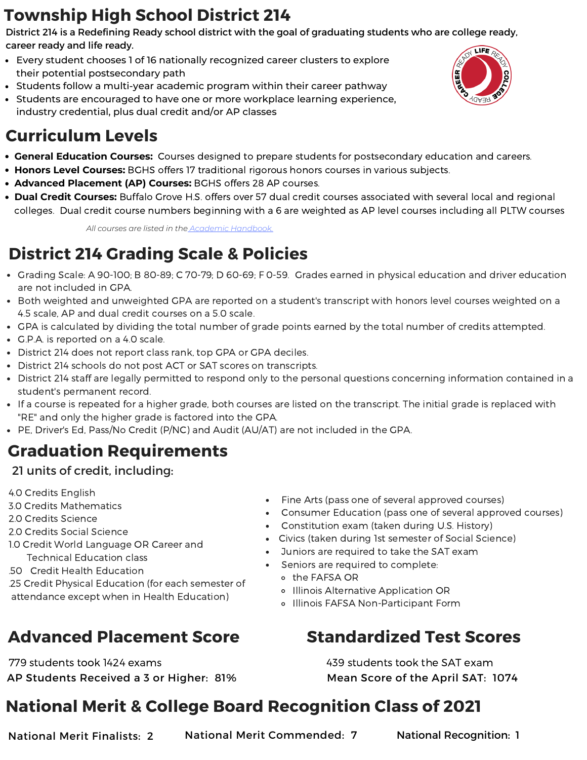# Township High School District 214

District 214 is a Redefining Ready school district with the goal of graduating students who are college ready, career ready and life ready.

- Every student chooses 1 of 16 nationally recognized career clusters to explore their potential postsecondary path
- Students follow a multi-year academic program within their career pathway
- Students are encouraged to have one or more workplace learning experience, industry credential, plus dual credit and/or AP classes

## Curriculum Levels

- **General Education Courses:** Courses designed to prepare students for postsecondary education and careers.
- **Honors Level Courses:** BGHS offers 17 traditional rigorous honors courses in various subjects.
- **Advanced Placement (AP) Courses:** BGHS offers 28 AP courses.
- **Dual Credit Courses:** Buffalo Grove H.S. offers over 57 dual credit courses associated with several local and regional colleges. Dual credit course numbers beginning with a 6 are weighted as AP level courses including all PLTW courses

*All courses are listed in the Academic Handbook.*

## District 214 Grading Scale & Policies

- Grading Scale: A 90-100; B 80-89; C 70-79; D 60-69; F 0-59. Grades earned in physical education and driver education are not included in GPA.
- Both weighted and unweighted GPA are reported on a student's transcript with honors level courses weighted on a 4.5 scale, AP and dual credit courses on a 5.0 scale.
- GPA is calculated by dividing the total number of grade points earned by the total number of credits attempted.
- G.P.A. is reported on a 4.0 scale.
- District 214 does not report class rank, top GPA or GPA deciles.
- District 214 schools do not post ACT or SAT scores on transcripts.
- District 214 staff are legally permitted to respond only to the personal questions concerning information contained in a student's permanent record.
- If a course is repeated for a higher grade, both courses are listed on the transcript. The initial grade is replaced with "RE" and only the higher grade is factored into the GPA.
- PE, Driver's Ed, Pass/No Credit (P/NC) and Audit (AU/AT) are not included in the GPA.

## Graduation Requirements

21 units of credit, including:

4.0 Credits English
3.0 Credits Mathematics
2.0 Credits Science
2.0 Credits Social Science
1.0 Credit World Language OR Career and Technical Education class
.50 Credit Health Education
.25 Credit Physical Education (for each semester of attendance except when in Health Education)

- Fine Arts (pass one of several approved courses)
- Consumer Education (pass one of several approved courses)
- Constitution exam (taken during U.S. History)
- Civics (taken during 1st semester of Social Science)
- Juniors are required to take the SAT exam
- Seniors are required to complete:
  - the FAFSA OR
  - Illinois Alternative Application OR
  - Illinois FAFSA Non-Participant Form

## Advanced Placement Score

779 students took 1424 exams
AP Students Received a 3 or Higher: 81%

## Standardized Test Scores

439 students took the SAT exam
Mean Score of the April SAT: 1074

## National Merit & College Board Recognition Class of 2021

National Merit Finalists: 2

National Merit Commended: 7

National Recognition: 1